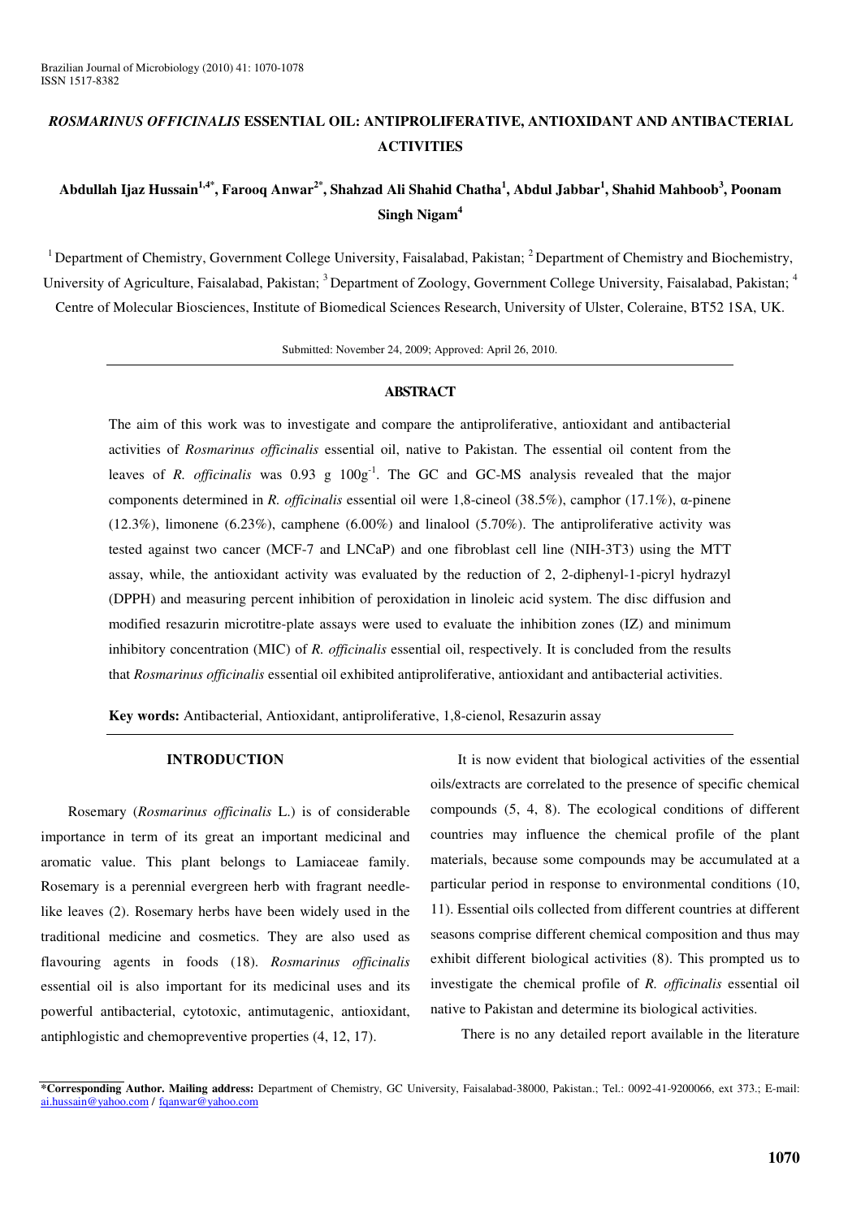# *ROSMARINUS OFFICINALIS* ESSENTIAL OIL: ANTIPROLIFERATIVE, ANTIOXIDANT AND ANTIBACTERIAL ACTIVITIES

**Abdullah Ijaz Hussain[1,4*], Farooq Anwar[2*], Shahzad Ali Shahid Chatha[1], Abdul Jabbar[1], Shahid Mahboob[3], Poonam Singh Nigam[4]**

[1] Department of Chemistry, Government College University, Faisalabad, Pakistan; [2] Department of Chemistry and Biochemistry, University of Agriculture, Faisalabad, Pakistan; [3] Department of Zoology, Government College University, Faisalabad, Pakistan; [4] Centre of Molecular Biosciences, Institute of Biomedical Sciences Research, University of Ulster, Coleraine, BT52 1SA, UK.

Submitted: November 24, 2009; Approved: April 26, 2010.

## ABSTRACT

The aim of this work was to investigate and compare the antiproliferative, antioxidant and antibacterial activities of *Rosmarinus officinalis* essential oil, native to Pakistan. The essential oil content from the leaves of *R. officinalis* was 0.93 g $100g^{-1}$. The GC and GC-MS analysis revealed that the major components determined in *R. officinalis* essential oil were 1,8-cineol (38.5%), camphor (17.1%), α-pinene (12.3%), limonene (6.23%), camphene (6.00%) and linalool (5.70%). The antiproliferative activity was tested against two cancer (MCF-7 and LNCaP) and one fibroblast cell line (NIH-3T3) using the MTT assay, while, the antioxidant activity was evaluated by the reduction of 2, 2-diphenyl-1-picryl hydrazyl (DPPH) and measuring percent inhibition of peroxidation in linoleic acid system. The disc diffusion and modified resazurin microtitre-plate assays were used to evaluate the inhibition zones (IZ) and minimum inhibitory concentration (MIC) of *R. officinalis* essential oil, respectively. It is concluded from the results that *Rosmarinus officinalis* essential oil exhibited antiproliferative, antioxidant and antibacterial activities.

**Key words:** Antibacterial, Antioxidant, antiproliferative, 1,8-cienol, Resazurin assay

## INTRODUCTION

Rosemary (*Rosmarinus officinalis* L.) is of considerable importance in term of its great an important medicinal and aromatic value. This plant belongs to Lamiaceae family. Rosemary is a perennial evergreen herb with fragrant needle-like leaves (2). Rosemary herbs have been widely used in the traditional medicine and cosmetics. They are also used as flavouring agents in foods (18). *Rosmarinus officinalis* essential oil is also important for its medicinal uses and its powerful antibacterial, cytotoxic, antimutagenic, antioxidant, antiphlogistic and chemopreventive properties (4, 12, 17).

It is now evident that biological activities of the essential oils/extracts are correlated to the presence of specific chemical compounds (5, 4, 8). The ecological conditions of different countries may influence the chemical profile of the plant materials, because some compounds may be accumulated at a particular period in response to environmental conditions (10, 11). Essential oils collected from different countries at different seasons comprise different chemical composition and thus may exhibit different biological activities (8). This prompted us to investigate the chemical profile of *R. officinalis* essential oil native to Pakistan and determine its biological activities.

There is no any detailed report available in the literature

\*Corresponding Author. Mailing address: Department of Chemistry, GC University, Faisalabad-38000, Pakistan.; Tel.: 0092-41-9200066, ext 373.; E-mail: ai.hussain@yahoo.com / fqanwar@yahoo.com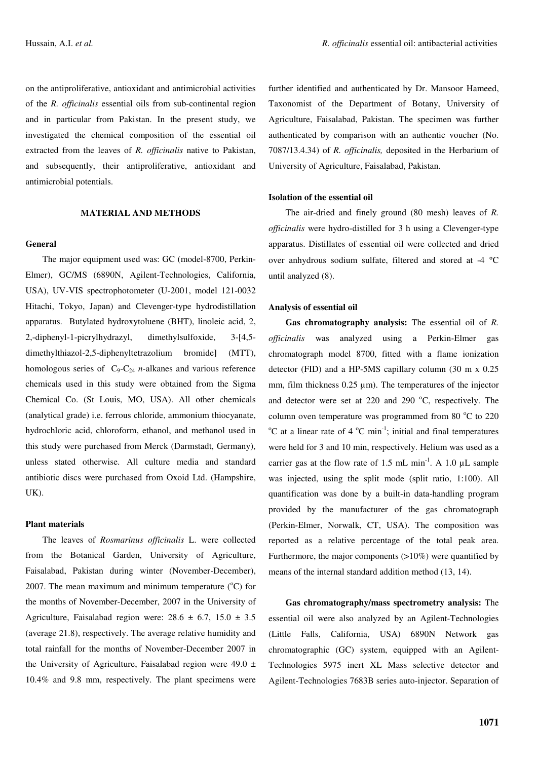on the antiproliferative, antioxidant and antimicrobial activities of the *R. officinalis* essential oils from sub-continental region and in particular from Pakistan. In the present study, we investigated the chemical composition of the essential oil extracted from the leaves of *R. officinalis* native to Pakistan, and subsequently, their antiproliferative, antioxidant and antimicrobial potentials.

## MATERIAL AND METHODS

### General

The major equipment used was: GC (model-8700, Perkin-Elmer), GC/MS (6890N, Agilent-Technologies, California, USA), UV-VIS spectrophotometer (U-2001, model 121-0032 Hitachi, Tokyo, Japan) and Clevenger-type hydrodistillation apparatus. Butylated hydroxytoluene (BHT), linoleic acid, 2, 2,-diphenyl-1-picrylhydrazyl, dimethylsulfoxide, 3-[4,5-dimethylthiazol-2,5-diphenyltetrazolium bromide] (MTT), homologous series of $C_9$-$C_{24}$ *n*-alkanes and various reference chemicals used in this study were obtained from the Sigma Chemical Co. (St Louis, MO, USA). All other chemicals (analytical grade) i.e. ferrous chloride, ammonium thiocyanate, hydrochloric acid, chloroform, ethanol, and methanol used in this study were purchased from Merck (Darmstadt, Germany), unless stated otherwise. All culture media and standard antibiotic discs were purchased from Oxoid Ltd. (Hampshire, UK).

### Plant materials

The leaves of *Rosmarinus officinalis* L. were collected from the Botanical Garden, University of Agriculture, Faisalabad, Pakistan during winter (November-December), 2007. The mean maximum and minimum temperature (°C) for the months of November-December, 2007 in the University of Agriculture, Faisalabad region were: 28.6 ± 6.7, 15.0 ± 3.5 (average 21.8), respectively. The average relative humidity and total rainfall for the months of November-December 2007 in the University of Agriculture, Faisalabad region were 49.0 ± 10.4% and 9.8 mm, respectively. The plant specimens were further identified and authenticated by Dr. Mansoor Hameed, Taxonomist of the Department of Botany, University of Agriculture, Faisalabad, Pakistan. The specimen was further authenticated by comparison with an authentic voucher (No. 7087/13.4.34) of *R. officinalis,* deposited in the Herbarium of University of Agriculture, Faisalabad, Pakistan.

### Isolation of the essential oil

The air-dried and finely ground (80 mesh) leaves of *R. officinalis* were hydro-distilled for 3 h using a Clevenger-type apparatus. Distillates of essential oil were collected and dried over anhydrous sodium sulfate, filtered and stored at -4 °C until analyzed (8).

### Analysis of essential oil

**Gas chromatography analysis:** The essential oil of *R. officinalis* was analyzed using a Perkin-Elmer gas chromatograph model 8700, fitted with a flame ionization detector (FID) and a HP-5MS capillary column (30 m x 0.25 mm, film thickness 0.25 µm). The temperatures of the injector and detector were set at 220 and 290 °C, respectively. The column oven temperature was programmed from 80 °C to 220 °C at a linear rate of 4 °C $min^{-1}$; initial and final temperatures were held for 3 and 10 min, respectively. Helium was used as a carrier gas at the flow rate of 1.5 mL $min^{-1}$. A 1.0 µL sample was injected, using the split mode (split ratio, 1:100). All quantification was done by a built-in data-handling program provided by the manufacturer of the gas chromatograph (Perkin-Elmer, Norwalk, CT, USA). The composition was reported as a relative percentage of the total peak area. Furthermore, the major components (>10%) were quantified by means of the internal standard addition method (13, 14).

**Gas chromatography/mass spectrometry analysis:** The essential oil were also analyzed by an Agilent-Technologies (Little Falls, California, USA) 6890N Network gas chromatographic (GC) system, equipped with an Agilent-Technologies 5975 inert XL Mass selective detector and Agilent-Technologies 7683B series auto-injector. Separation of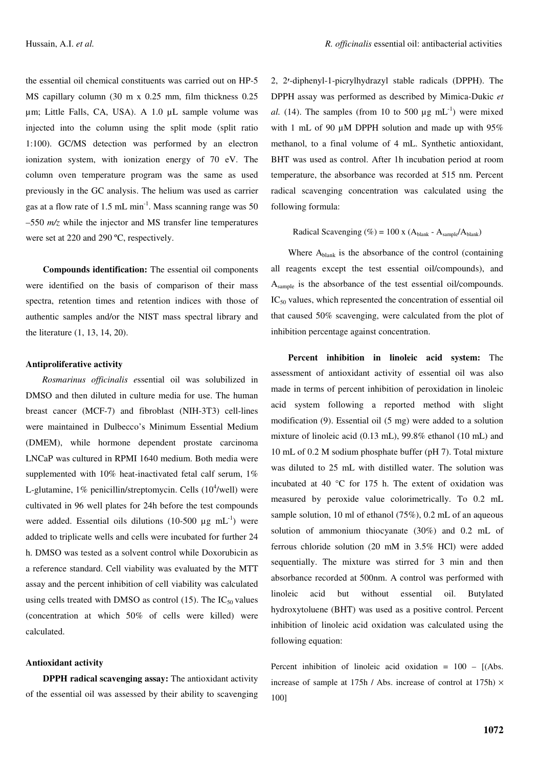the essential oil chemical constituents was carried out on HP-5 MS capillary column (30 m x 0.25 mm, film thickness 0.25 µm; Little Falls, CA, USA). A 1.0 µL sample volume was injected into the column using the split mode (split ratio 1:100). GC/MS detection was performed by an electron ionization system, with ionization energy of 70 eV. The column oven temperature program was the same as used previously in the GC analysis. The helium was used as carrier gas at a flow rate of 1.5 mL $min^{-1}$. Mass scanning range was 50 –550 *m/z* while the injector and MS transfer line temperatures were set at 220 and 290 ºC, respectively.

**Compounds identification:** The essential oil components were identified on the basis of comparison of their mass spectra, retention times and retention indices with those of authentic samples and/or the NIST mass spectral library and the literature (1, 13, 14, 20).

### Antiproliferative activity

*Rosmarinus officinalis e*ssential oil was solubilized in DMSO and then diluted in culture media for use. The human breast cancer (MCF-7) and fibroblast (NIH-3T3) cell-lines were maintained in Dulbecco's Minimum Essential Medium (DMEM), while hormone dependent prostate carcinoma LNCaP was cultured in RPMI 1640 medium. Both media were supplemented with 10% heat-inactivated fetal calf serum, 1% L-glutamine, 1% penicillin/streptomycin. Cells ($10^4$/well) were cultivated in 96 well plates for 24h before the test compounds were added. Essential oils dilutions (10-500 µg $mL^{-1}$) were added to triplicate wells and cells were incubated for further 24 h. DMSO was tested as a solvent control while Doxorubicin as a reference standard. Cell viability was evaluated by the MTT assay and the percent inhibition of cell viability was calculated using cells treated with DMSO as control (15). The $IC_{50}$ values (concentration at which 50% of cells were killed) were calculated.

### Antioxidant activity

**DPPH radical scavenging assay:** The antioxidant activity of the essential oil was assessed by their ability to scavenging 2, 2′-diphenyl-1-picrylhydrazyl stable radicals (DPPH). The DPPH assay was performed as described by Mimica-Dukic *et al.* (14). The samples (from 10 to 500 µg $mL^{-1}$) were mixed with 1 mL of 90 µM DPPH solution and made up with 95% methanol, to a final volume of 4 mL. Synthetic antioxidant, BHT was used as control. After 1h incubation period at room temperature, the absorbance was recorded at 515 nm. Percent radical scavenging concentration was calculated using the following formula:

$$\text{Radical Scavenging (\%)} = 100 \times (A_{blank} - A_{sample}/A_{blank})$$

Where $A_{blank}$ is the absorbance of the control (containing all reagents except the test essential oil/compounds), and $A_{sample}$ is the absorbance of the test essential oil/compounds. $IC_{50}$ values, which represented the concentration of essential oil that caused 50% scavenging, were calculated from the plot of inhibition percentage against concentration.

**Percent inhibition in linoleic acid system:** The assessment of antioxidant activity of essential oil was also made in terms of percent inhibition of peroxidation in linoleic acid system following a reported method with slight modification (9). Essential oil (5 mg) were added to a solution mixture of linoleic acid (0.13 mL), 99.8% ethanol (10 mL) and 10 mL of 0.2 M sodium phosphate buffer (pH 7). Total mixture was diluted to 25 mL with distilled water. The solution was incubated at 40 °C for 175 h. The extent of oxidation was measured by peroxide value colorimetrically. To 0.2 mL sample solution, 10 ml of ethanol (75%), 0.2 mL of an aqueous solution of ammonium thiocyanate (30%) and 0.2 mL of ferrous chloride solution (20 mM in 3.5% HCl) were added sequentially. The mixture was stirred for 3 min and then absorbance recorded at 500nm. A control was performed with linoleic acid but without essential oil. Butylated hydroxytoluene (BHT) was used as a positive control. Percent inhibition of linoleic acid oxidation was calculated using the following equation:

Percent inhibition of linoleic acid oxidation = 100 – [(Abs. increase of sample at 175h / Abs. increase of control at 175h) × 100]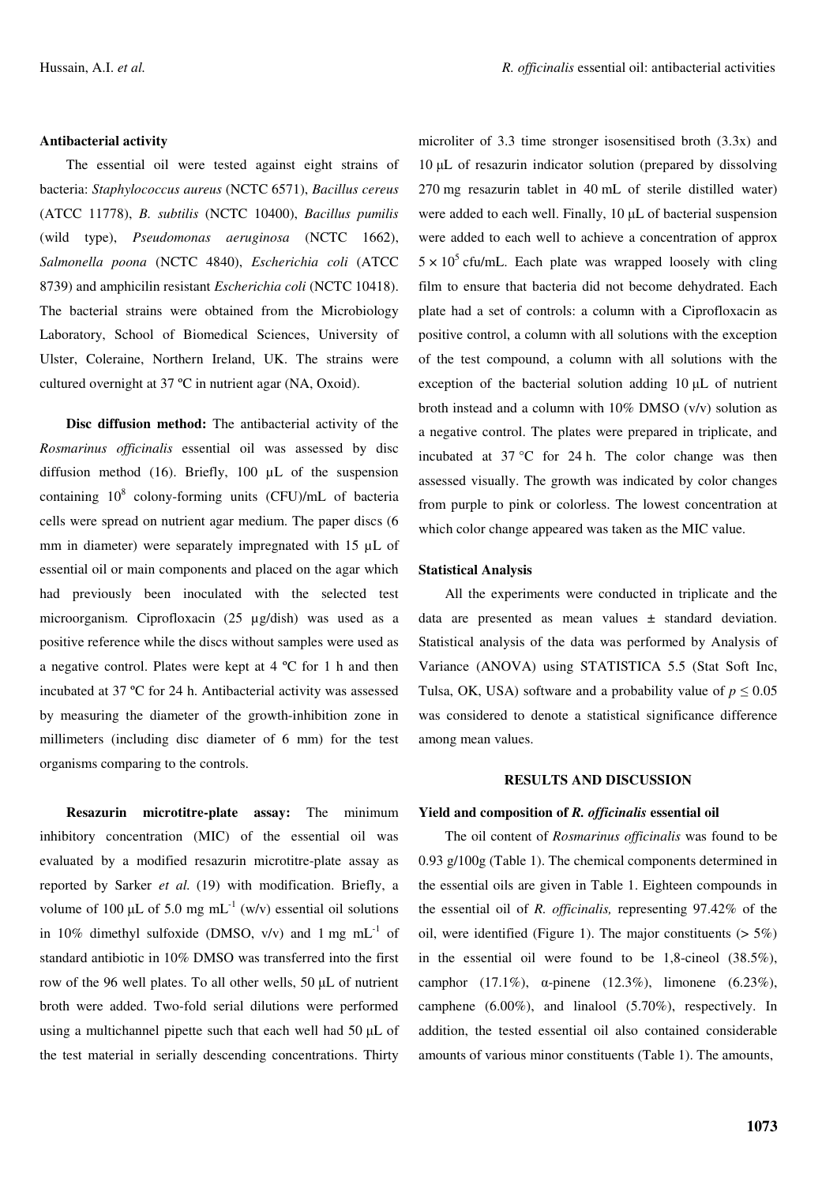**Antibacterial activity**

The essential oil were tested against eight strains of bacteria: *Staphylococcus aureus* (NCTC 6571), *Bacillus cereus* (ATCC 11778), *B. subtilis* (NCTC 10400), *Bacillus pumilis* (wild type), *Pseudomonas aeruginosa* (NCTC 1662), *Salmonella poona* (NCTC 4840), *Escherichia coli* (ATCC 8739) and amphicilin resistant *Escherichia coli* (NCTC 10418). The bacterial strains were obtained from the Microbiology Laboratory, School of Biomedical Sciences, University of Ulster, Coleraine, Northern Ireland, UK. The strains were cultured overnight at 37 ºC in nutrient agar (NA, Oxoid).

**Disc diffusion method:** The antibacterial activity of the *Rosmarinus officinalis* essential oil was assessed by disc diffusion method (16). Briefly, 100 µL of the suspension containing $10^8$ colony-forming units (CFU)/mL of bacteria cells were spread on nutrient agar medium. The paper discs (6 mm in diameter) were separately impregnated with 15 µL of essential oil or main components and placed on the agar which had previously been inoculated with the selected test microorganism. Ciprofloxacin (25 µg/dish) was used as a positive reference while the discs without samples were used as a negative control. Plates were kept at 4 ºC for 1 h and then incubated at 37 ºC for 24 h. Antibacterial activity was assessed by measuring the diameter of the growth-inhibition zone in millimeters (including disc diameter of 6 mm) for the test organisms comparing to the controls.

**Resazurin microtitre-plate assay:** The minimum inhibitory concentration (MIC) of the essential oil was evaluated by a modified resazurin microtitre-plate assay as reported by Sarker *et al.* (19) with modification. Briefly, a volume of 100 µL of 5.0 mg $mL^{-1}$ (w/v) essential oil solutions in 10% dimethyl sulfoxide (DMSO, v/v) and 1 mg $mL^{-1}$ of standard antibiotic in 10% DMSO was transferred into the first row of the 96 well plates. To all other wells, 50 µL of nutrient broth were added. Two-fold serial dilutions were performed using a multichannel pipette such that each well had 50 µL of the test material in serially descending concentrations. Thirty microliter of 3.3 time stronger isosensitised broth (3.3x) and 10 µL of resazurin indicator solution (prepared by dissolving 270 mg resazurin tablet in 40 mL of sterile distilled water) were added to each well. Finally, 10 µL of bacterial suspension were added to each well to achieve a concentration of approx $5 \times 10^5$ cfu/mL. Each plate was wrapped loosely with cling film to ensure that bacteria did not become dehydrated. Each plate had a set of controls: a column with a Ciprofloxacin as positive control, a column with all solutions with the exception of the test compound, a column with all solutions with the exception of the bacterial solution adding 10 µL of nutrient broth instead and a column with 10% DMSO (v/v) solution as a negative control. The plates were prepared in triplicate, and incubated at 37 °C for 24 h. The color change was then assessed visually. The growth was indicated by color changes from purple to pink or colorless. The lowest concentration at which color change appeared was taken as the MIC value.

**Statistical Analysis**

All the experiments were conducted in triplicate and the data are presented as mean values ± standard deviation. Statistical analysis of the data was performed by Analysis of Variance (ANOVA) using STATISTICA 5.5 (Stat Soft Inc, Tulsa, OK, USA) software and a probability value of $p \leq 0.05$ was considered to denote a statistical significance difference among mean values.

## RESULTS AND DISCUSSION

**Yield and composition of *R. officinalis* essential oil**

The oil content of *Rosmarinus officinalis* was found to be 0.93 g/100g (Table 1). The chemical components determined in the essential oils are given in Table 1. Eighteen compounds in the essential oil of *R. officinalis,* representing 97.42% of the oil, were identified (Figure 1). The major constituents (> 5%) in the essential oil were found to be 1,8-cineol (38.5%), camphor (17.1%), α-pinene (12.3%), limonene (6.23%), camphene (6.00%), and linalool (5.70%), respectively. In addition, the tested essential oil also contained considerable amounts of various minor constituents (Table 1). The amounts,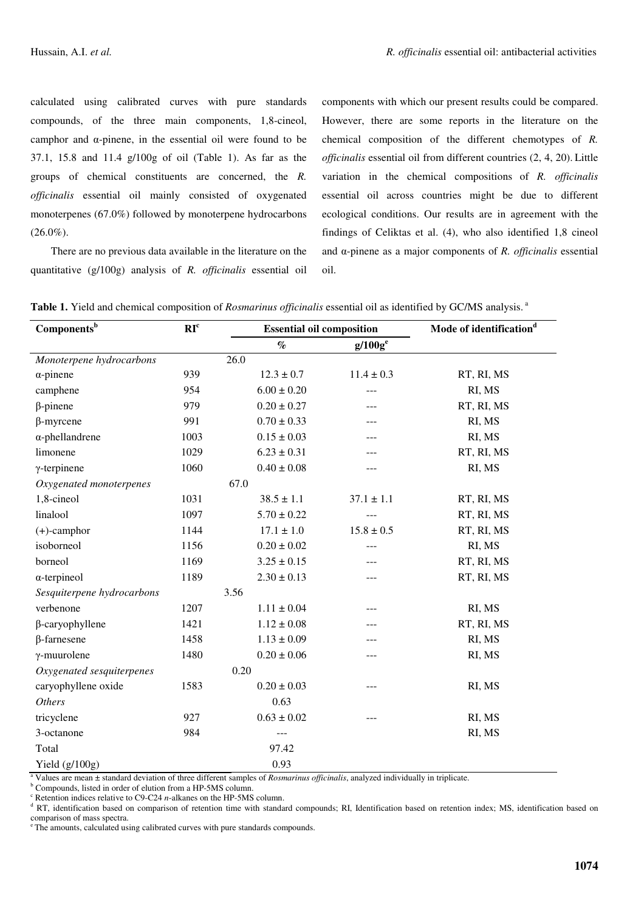calculated using calibrated curves with pure standards compounds, of the three main components, 1,8-cineol, camphor and α-pinene, in the essential oil were found to be 37.1, 15.8 and 11.4 g/100g of oil (Table 1). As far as the groups of chemical constituents are concerned, the *R. officinalis* essential oil mainly consisted of oxygenated monoterpenes (67.0%) followed by monoterpene hydrocarbons (26.0%).

There are no previous data available in the literature on the quantitative (g/100g) analysis of *R. officinalis* essential oil components with which our present results could be compared. However, there are some reports in the literature on the chemical composition of the different chemotypes of *R. officinalis* essential oil from different countries (2, 4, 20). Little variation in the chemical compositions of *R. officinalis* essential oil across countries might be due to different ecological conditions. Our results are in agreement with the findings of Celiktas et al. (4), who also identified 1,8 cineol and α-pinene as a major components of *R. officinalis* essential oil.

**Table 1.** Yield and chemical composition of *Rosmarinus officinalis* essential oil as identified by GC/MS analysis. [a]

| Components[b] | RI[c] | Essential oil composition | | Mode of identification[d] |
|---|---|---|---|---|
| | | % | g/100g[e] | |
| *Monoterpene hydrocarbons* | | 26.0 | | |
| α-pinene | 939 | 12.3 ± 0.7 | 11.4 ± 0.3 | RT, RI, MS |
| camphene | 954 | 6.00 ± 0.20 | --- | RI, MS |
| β-pinene | 979 | 0.20 ± 0.27 | --- | RT, RI, MS |
| β-myrcene | 991 | 0.70 ± 0.33 | --- | RI, MS |
| α-phellandrene | 1003 | 0.15 ± 0.03 | --- | RI, MS |
| limonene | 1029 | 6.23 ± 0.31 | --- | RT, RI, MS |
| γ-terpinene | 1060 | 0.40 ± 0.08 | --- | RI, MS |
| *Oxygenated monoterpenes* | | 67.0 | | |
| 1,8-cineol | 1031 | 38.5 ± 1.1 | 37.1 ± 1.1 | RT, RI, MS |
| linalool | 1097 | 5.70 ± 0.22 | --- | RT, RI, MS |
| (+)-camphor | 1144 | 17.1 ± 1.0 | 15.8 ± 0.5 | RT, RI, MS |
| isoborneol | 1156 | 0.20 ± 0.02 | --- | RI, MS |
| borneol | 1169 | 3.25 ± 0.15 | --- | RT, RI, MS |
| α-terpineol | 1189 | 2.30 ± 0.13 | --- | RT, RI, MS |
| *Sesquiterpene hydrocarbons* | | 3.56 | | |
| verbenone | 1207 | 1.11 ± 0.04 | --- | RI, MS |
| β-caryophyllene | 1421 | 1.12 ± 0.08 | --- | RT, RI, MS |
| β-farnesene | 1458 | 1.13 ± 0.09 | --- | RI, MS |
| γ-muurolene | 1480 | 0.20 ± 0.06 | --- | RI, MS |
| *Oxygenated sesquiterpenes* | | 0.20 | | |
| caryophyllene oxide | 1583 | 0.20 ± 0.03 | --- | RI, MS |
| *Others* | | 0.63 | | |
| tricyclene | 927 | 0.63 ± 0.02 | --- | RI, MS |
| 3-octanone | 984 | --- | | RI, MS |
| Total | | 97.42 | | |
| Yield (g/100g) | | 0.93 | | |

[a] Values are mean ± standard deviation of three different samples of *Rosmarinus officinalis*, analyzed individually in triplicate.
[b] Compounds, listed in order of elution from a HP-5MS column.
[c] Retention indices relative to C9-C24 *n*-alkanes on the HP-5MS column.
[d] RT, identification based on comparison of retention time with standard compounds; RI, Identification based on retention index; MS, identification based on comparison of mass spectra.
[e] The amounts, calculated using calibrated curves with pure standards compounds.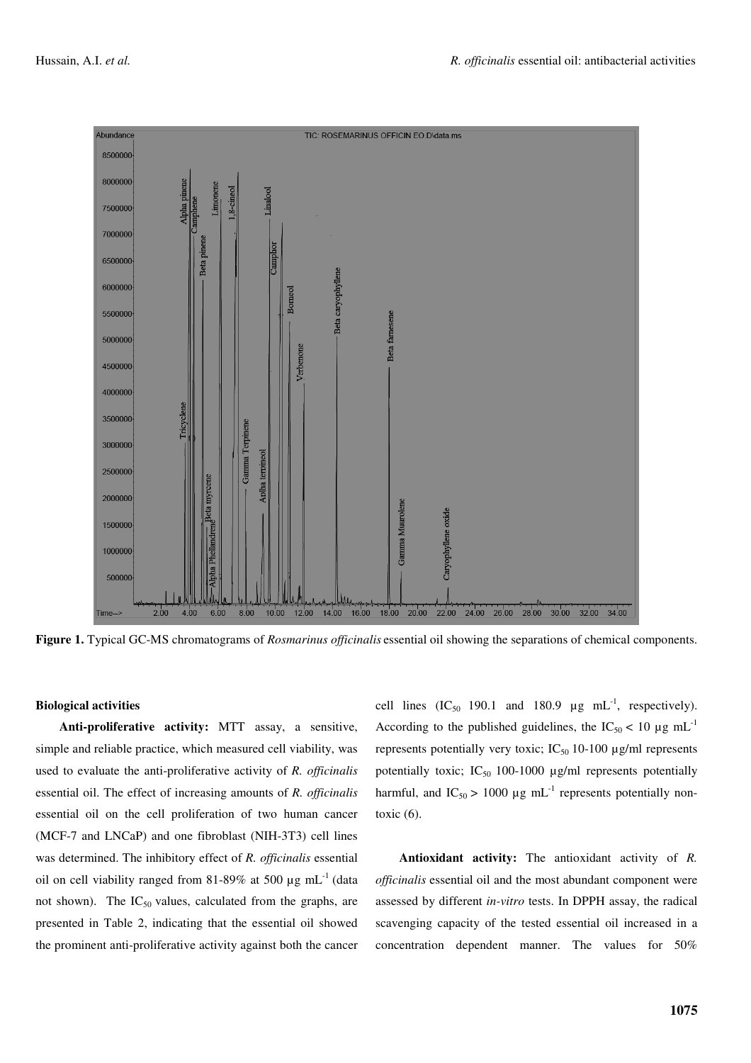**Figure 1.** Typical GC-MS chromatograms of *Rosmarinus officinalis* essential oil showing the separations of chemical components.

**Biological activities**

**Anti-proliferative activity:** MTT assay, a sensitive, simple and reliable practice, which measured cell viability, was used to evaluate the anti-proliferative activity of *R. officinalis* essential oil. The effect of increasing amounts of *R. officinalis* essential oil on the cell proliferation of two human cancer (MCF-7 and LNCaP) and one fibroblast (NIH-3T3) cell lines was determined. The inhibitory effect of *R. officinalis* essential oil on cell viability ranged from 81-89% at 500 µg $mL^{-1}$ (data not shown). The $IC_{50}$ values, calculated from the graphs, are presented in Table 2, indicating that the essential oil showed the prominent anti-proliferative activity against both the cancer cell lines ($IC_{50}$ 190.1 and 180.9 µg $mL^{-1}$, respectively). According to the published guidelines, the $IC_{50} < 10$ µg $mL^{-1}$ represents potentially very toxic; $IC_{50}$ 10-100 µg/ml represents potentially toxic; $IC_{50}$ 100-1000 µg/ml represents potentially harmful, and $IC_{50} > 1000$ µg $mL^{-1}$ represents potentially non-toxic (6).

**Antioxidant activity:** The antioxidant activity of *R. officinalis* essential oil and the most abundant component were assessed by different *in-vitro* tests. In DPPH assay, the radical scavenging capacity of the tested essential oil increased in a concentration dependent manner. The values for 50%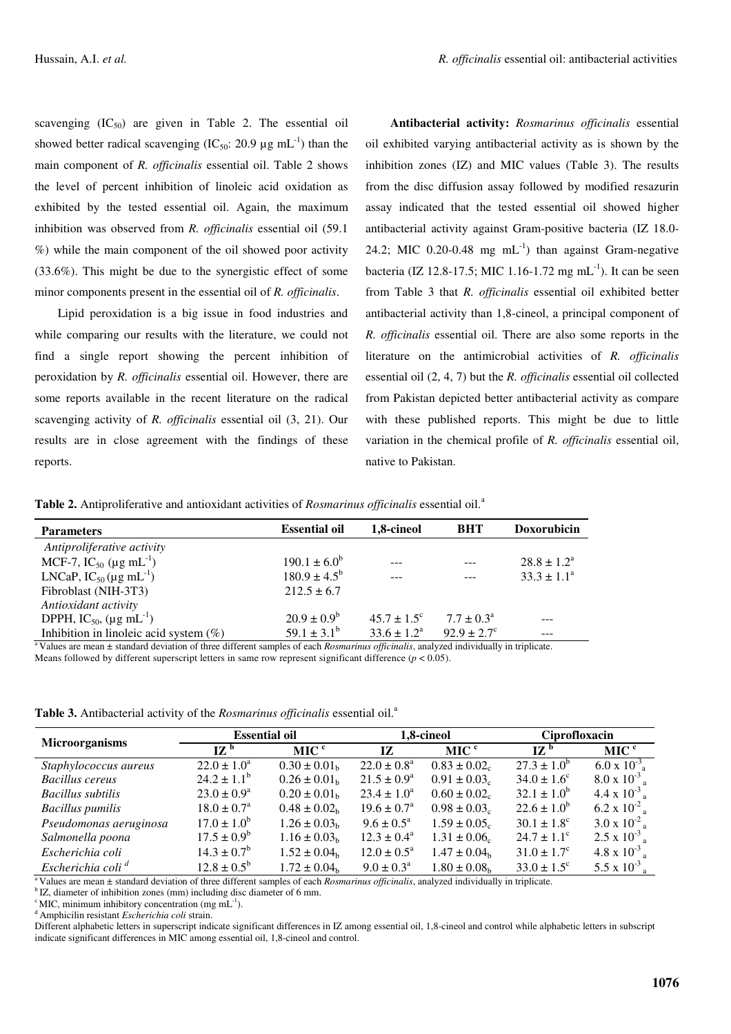scavenging ($IC_{50}$) are given in Table 2. The essential oil showed better radical scavenging ($IC_{50}$: 20.9 µg $mL^{-1}$) than the main component of *R. officinalis* essential oil. Table 2 shows the level of percent inhibition of linoleic acid oxidation as exhibited by the tested essential oil. Again, the maximum inhibition was observed from *R. officinalis* essential oil (59.1 %) while the main component of the oil showed poor activity (33.6%). This might be due to the synergistic effect of some minor components present in the essential oil of *R. officinalis*.

Lipid peroxidation is a big issue in food industries and while comparing our results with the literature, we could not find a single report showing the percent inhibition of peroxidation by *R. officinalis* essential oil. However, there are some reports available in the recent literature on the radical scavenging activity of *R. officinalis* essential oil (3, 21). Our results are in close agreement with the findings of these reports.

**Antibacterial activity:** *Rosmarinus officinalis* essential oil exhibited varying antibacterial activity as is shown by the inhibition zones (IZ) and MIC values (Table 3). The results from the disc diffusion assay followed by modified resazurin assay indicated that the tested essential oil showed higher antibacterial activity against Gram-positive bacteria (IZ 18.0-24.2; MIC 0.20-0.48 mg $mL^{-1}$) than against Gram-negative bacteria (IZ 12.8-17.5; MIC 1.16-1.72 mg $mL^{-1}$). It can be seen from Table 3 that *R. officinalis* essential oil exhibited better antibacterial activity than 1,8-cineol, a principal component of *R. officinalis* essential oil. There are also some reports in the literature on the antimicrobial activities of *R. officinalis* essential oil (2, 4, 7) but the *R. officinalis* essential oil collected from Pakistan depicted better antibacterial activity as compare with these published reports. This might be due to little variation in the chemical profile of *R. officinalis* essential oil, native to Pakistan.

**Table 2.** Antiproliferative and antioxidant activities of *Rosmarinus officinalis* essential oil.[a]

| Parameters | Essential oil | 1,8-cineol | BHT | Doxorubicin |
|---|---|---|---|---|
| *Antiproliferative activity* | | | | |
| MCF-7, $IC_{50}$ (µg $mL^{-1}$) | $190.1 \pm 6.0^{b}$ | --- | --- | $28.8 \pm 1.2^{a}$ |
| LNCaP, $IC_{50}$ (µg $mL^{-1}$) | $180.9 \pm 4.5^{b}$ | --- | --- | $33.3 \pm 1.1^{a}$ |
| Fibroblast (NIH-3T3) | $212.5 \pm 6.7$ | | | |
| *Antioxidant activity* | | | | |
| DPPH, $IC_{50}$, (µg $mL^{-1}$) | $20.9 \pm 0.9^{b}$ | $45.7 \pm 1.5^{c}$ | $7.7 \pm 0.3^{a}$ | --- |
| Inhibition in linoleic acid system (%) | $59.1 \pm 3.1^{b}$ | $33.6 \pm 1.2^{a}$ | $92.9 \pm 2.7^{c}$ | --- |

[a] Values are mean ± standard deviation of three different samples of each *Rosmarinus officinalis*, analyzed individually in triplicate.
Means followed by different superscript letters in same row represent significant difference ($p < 0.05$).

**Table 3.** Antibacterial activity of the *Rosmarinus officinalis* essential oil.[a]

| Microorganisms | Essential oil | | 1,8-cineol | | Ciprofloxacin | |
|---|---|---|---|---|---|---|
| | IZ [b] | MIC [c] | IZ | MIC [c] | IZ [b] | MIC [c] |
| *Staphylococcus aureus* | $22.0 \pm 1.0^{a}$ | $0.30 \pm 0.01_{b}$ | $22.0 \pm 0.8^{a}$ | $0.83 \pm 0.02_{c}$ | $27.3 \pm 1.0^{b}$ | $6.0 \times 10^{-3}_{a}$ |
| *Bacillus cereus* | $24.2 \pm 1.1^{b}$ | $0.26 \pm 0.01_{b}$ | $21.5 \pm 0.9^{a}$ | $0.91 \pm 0.03_{c}$ | $34.0 \pm 1.6^{c}$ | $8.0 \times 10^{-3}_{a}$ |
| *Bacillus subtilis* | $23.0 \pm 0.9^{a}$ | $0.20 \pm 0.01_{b}$ | $23.4 \pm 1.0^{a}$ | $0.60 \pm 0.02_{c}$ | $32.1 \pm 1.0^{b}$ | $4.4 \times 10^{-3}_{a}$ |
| *Bacillus pumilis* | $18.0 \pm 0.7^{a}$ | $0.48 \pm 0.02_{b}$ | $19.6 \pm 0.7^{a}$ | $0.98 \pm 0.03_{c}$ | $22.6 \pm 1.0^{b}$ | $6.2 \times 10^{-2}_{a}$ |
| *Pseudomonas aeruginosa* | $17.0 \pm 1.0^{b}$ | $1.26 \pm 0.03_{b}$ | $9.6 \pm 0.5^{a}$ | $1.59 \pm 0.05_{c}$ | $30.1 \pm 1.8^{c}$ | $3.0 \times 10^{-2}_{a}$ |
| *Salmonella poona* | $17.5 \pm 0.9^{b}$ | $1.16 \pm 0.03_{b}$ | $12.3 \pm 0.4^{a}$ | $1.31 \pm 0.06_{c}$ | $24.7 \pm 1.1^{c}$ | $2.5 \times 10^{-3}_{a}$ |
| *Escherichia coli* | $14.3 \pm 0.7^{b}$ | $1.52 \pm 0.04_{b}$ | $12.0 \pm 0.5^{a}$ | $1.47 \pm 0.04_{b}$ | $31.0 \pm 1.7^{c}$ | $4.8 \times 10^{-3}_{a}$ |
| *Escherichia coli* [d] | $12.8 \pm 0.5^{b}$ | $1.72 \pm 0.04_{b}$ | $9.0 \pm 0.3^{a}$ | $1.80 \pm 0.08_{b}$ | $33.0 \pm 1.5^{c}$ | $5.5 \times 10^{-3}_{a}$ |

[a] Values are mean ± standard deviation of three different samples of each *Rosmarinus officinalis*, analyzed individually in triplicate.
[b] IZ, diameter of inhibition zones (mm) including disc diameter of 6 mm.
[c] MIC, minimum inhibitory concentration (mg $mL^{-1}$).
[d] Amphicilin resistant *Escherichia coli* strain.
Different alphabetic letters in superscript indicate significant differences in IZ among essential oil, 1,8-cineol and control while alphabetic letters in subscript indicate significant differences in MIC among essential oil, 1,8-cineol and control.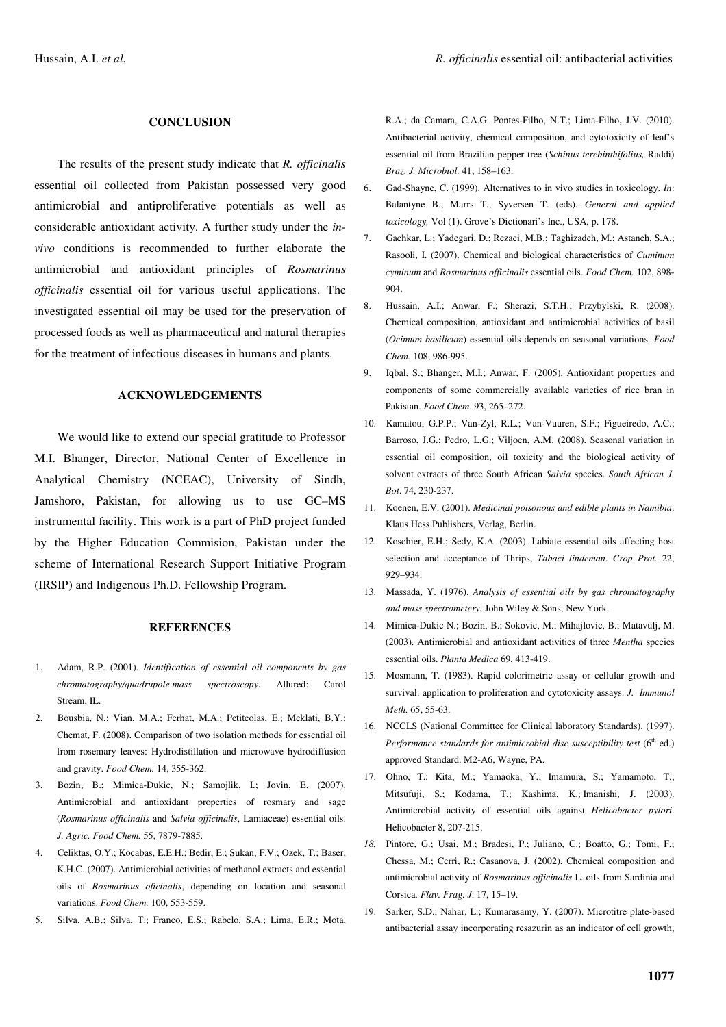## CONCLUSION

The results of the present study indicate that *R. officinalis* essential oil collected from Pakistan possessed very good antimicrobial and antiproliferative potentials as well as considerable antioxidant activity. A further study under the *in-vivo* conditions is recommended to further elaborate the antimicrobial and antioxidant principles of *Rosmarinus officinalis* essential oil for various useful applications. The investigated essential oil may be used for the preservation of processed foods as well as pharmaceutical and natural therapies for the treatment of infectious diseases in humans and plants.

## ACKNOWLEDGEMENTS

We would like to extend our special gratitude to Professor M.I. Bhanger, Director, National Center of Excellence in Analytical Chemistry (NCEAC), University of Sindh, Jamshoro, Pakistan, for allowing us to use GC–MS instrumental facility. This work is a part of PhD project funded by the Higher Education Commision, Pakistan under the scheme of International Research Support Initiative Program (IRSIP) and Indigenous Ph.D. Fellowship Program.

## REFERENCES

1. Adam, R.P. (2001). *Identification of essential oil components by gas chromatography/quadrupole mass spectroscopy*. Allured: Carol Stream, IL.
2. Bousbia, N.; Vian, M.A.; Ferhat, M.A.; Petitcolas, E.; Meklati, B.Y.; Chemat, F. (2008). Comparison of two isolation methods for essential oil from rosemary leaves: Hydrodistillation and microwave hydrodiffusion and gravity. *Food Chem.* 14, 355-362.
3. Bozin, B.; Mimica-Dukic, N.; Samojlik, I.; Jovin, E. (2007). Antimicrobial and antioxidant properties of rosmary and sage (*Rosmarinus officinalis* and *Salvia officinalis*, Lamiaceae) essential oils. *J. Agric. Food Chem.* 55, 7879-7885.
4. Celiktas, O.Y.; Kocabas, E.E.H.; Bedir, E.; Sukan, F.V.; Ozek, T.; Baser, K.H.C. (2007). Antimicrobial activities of methanol extracts and essential oils of *Rosmarinus oficinalis*, depending on location and seasonal variations. *Food Chem.* 100, 553-559.
5. Silva, A.B.; Silva, T.; Franco, E.S.; Rabelo, S.A.; Lima, E.R.; Mota, R.A.; da Camara, C.A.G. Pontes-Filho, N.T.; Lima-Filho, J.V. (2010). Antibacterial activity, chemical composition, and cytotoxicity of leaf's essential oil from Brazilian pepper tree (*Schinus terebinthifolius,* Raddi) *Braz. J. Microbiol.* 41, 158–163.
6. Gad-Shayne, C. (1999). Alternatives to in vivo studies in toxicology. *In*: Balantyne B., Marrs T., Syversen T. (eds). *General and applied toxicology,* Vol (1). Grove's Dictionari's Inc., USA, p. 178.
7. Gachkar, L.; Yadegari, D.; Rezaei, M.B.; Taghizadeh, M.; Astaneh, S.A.; Rasooli, I. (2007). Chemical and biological characteristics of *Cuminum cyminum* and *Rosmarinus officinalis* essential oils. *Food Chem.* 102, 898-904.
8. Hussain, A.I.; Anwar, F.; Sherazi, S.T.H.; Przybylski, R. (2008). Chemical composition, antioxidant and antimicrobial activities of basil (*Ocimum basilicum*) essential oils depends on seasonal variations. *Food Chem.* 108, 986-995.
9. Iqbal, S.; Bhanger, M.I.; Anwar, F. (2005). Antioxidant properties and components of some commercially available varieties of rice bran in Pakistan. *Food Chem*. 93, 265–272.
10. Kamatou, G.P.P.; Van-Zyl, R.L.; Van-Vuuren, S.F.; Figueiredo, A.C.; Barroso, J.G.; Pedro, L.G.; Viljoen, A.M. (2008). Seasonal variation in essential oil composition, oil toxicity and the biological activity of solvent extracts of three South African *Salvia* species. *South African J. Bot*. 74, 230-237.
11. Koenen, E.V. (2001). *Medicinal poisonous and edible plants in Namibia*. Klaus Hess Publishers, Verlag, Berlin.
12. Koschier, E.H.; Sedy, K.A. (2003). Labiate essential oils affecting host selection and acceptance of Thrips, *Tabaci lindeman*. *Crop Prot.* 22, 929–934.
13. Massada, Y. (1976). *Analysis of essential oils by gas chromatography and mass spectrometery*. John Wiley & Sons, New York.
14. Mimica-Dukic N.; Bozin, B.; Sokovic, M.; Mihajlovic, B.; Matavulj, M. (2003). Antimicrobial and antioxidant activities of three *Mentha* species essential oils. *Planta Medica* 69, 413-419.
15. Mosmann, T. (1983). Rapid colorimetric assay or cellular growth and survival: application to proliferation and cytotoxicity assays. *J. Immunol Meth.* 65, 55-63.
16. NCCLS (National Committee for Clinical laboratory Standards). (1997). *Performance standards for antimicrobial disc susceptibility test* (6[th] ed.) approved Standard. M2-A6, Wayne, PA.
17. Ohno, T.; Kita, M.; Yamaoka, Y.; Imamura, S.; Yamamoto, T.; Mitsufuji, S.; Kodama, T.; Kashima, K.; Imanishi, J. (2003). Antimicrobial activity of essential oils against *Helicobacter pylori*. Helicobacter 8, 207-215.
18. Pintore, G.; Usai, M.; Bradesi, P.; Juliano, C.; Boatto, G.; Tomi, F.; Chessa, M.; Cerri, R.; Casanova, J. (2002). Chemical composition and antimicrobial activity of *Rosmarinus officinalis* L. oils from Sardinia and Corsica. *Flav. Frag. J*. 17, 15–19.
19. Sarker, S.D.; Nahar, L.; Kumarasamy, Y. (2007). Microtitre plate-based antibacterial assay incorporating resazurin as an indicator of cell growth,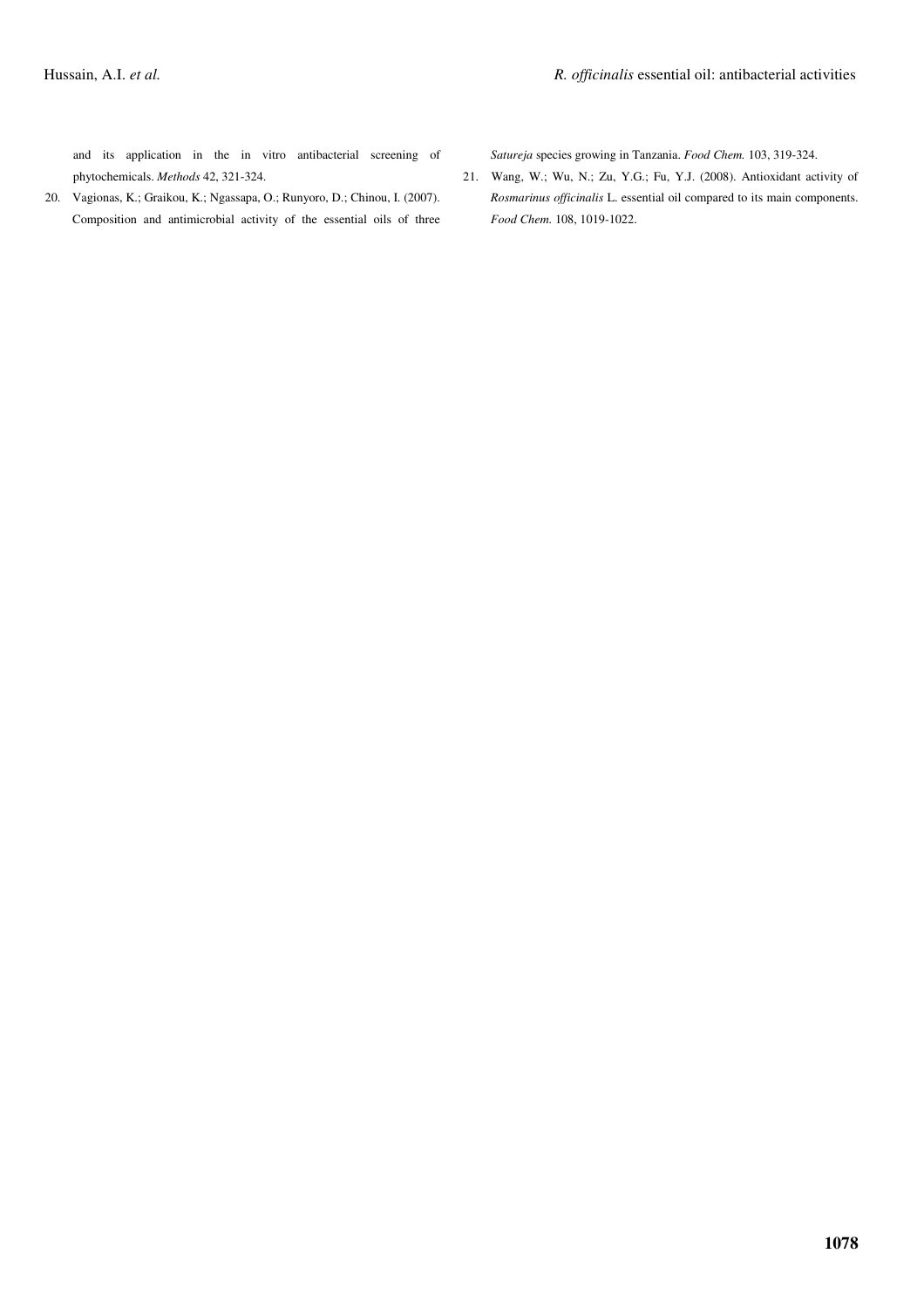and its application in the in vitro antibacterial screening of phytochemicals. *Methods* 42, 321-324.

20. Vagionas, K.; Graikou, K.; Ngassapa, O.; Runyoro, D.; Chinou, I. (2007). Composition and antimicrobial activity of the essential oils of three *Satureja* species growing in Tanzania. *Food Chem.* 103, 319-324.
21. Wang, W.; Wu, N.; Zu, Y.G.; Fu, Y.J. (2008). Antioxidant activity of *Rosmarinus officinalis* L. essential oil compared to its main components. *Food Chem.* 108, 1019-1022.